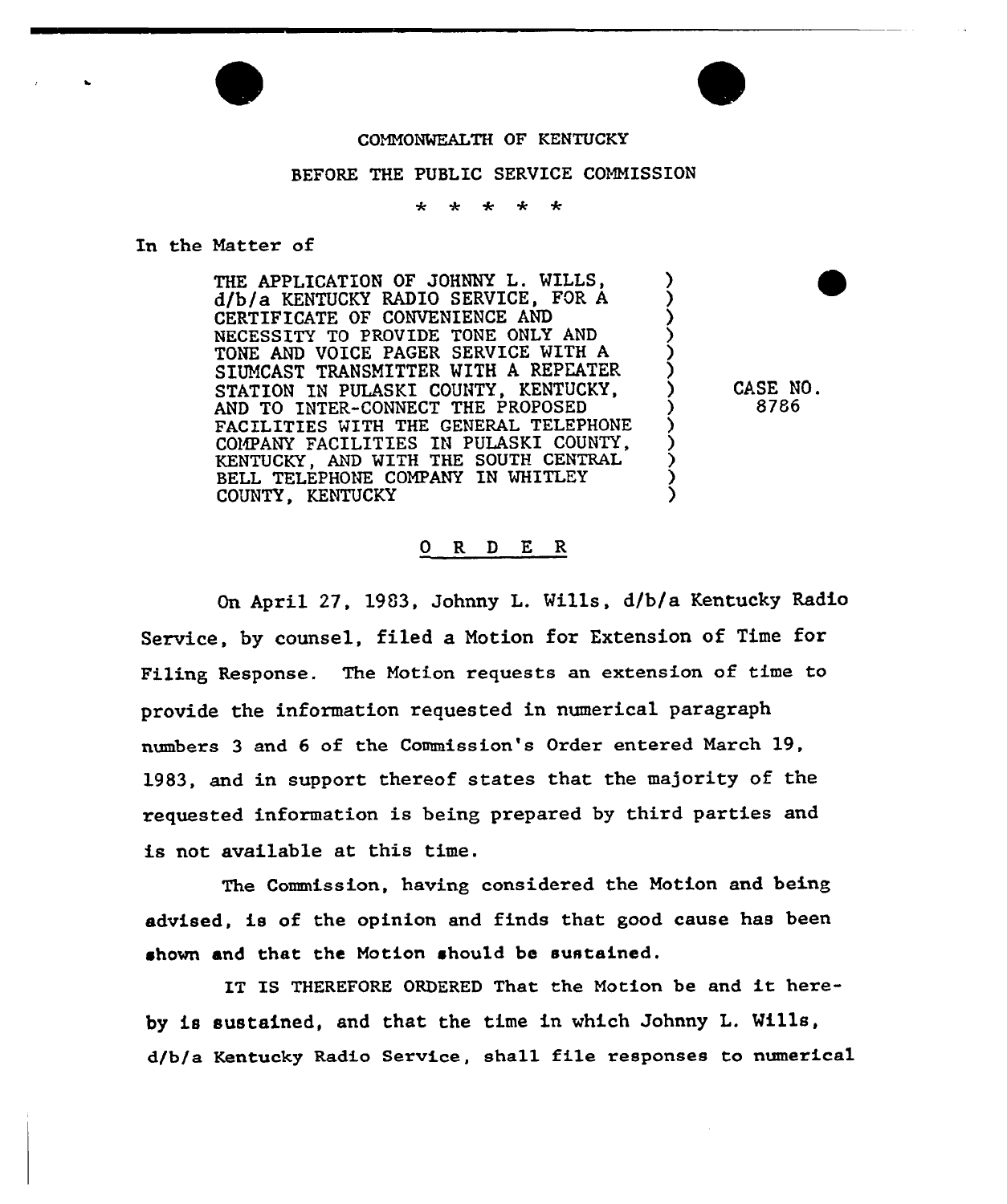COMMONWEALTH OF KENTUCKY

BEFORE THE PUBLIC SERVICE COMMISSION

\* \* \* \* \*

In the Matter of

THE APPLICATION OF JOHNNY L. WILLS, d/b/a KENTUCKY RADIO SERVICE, FOR A CERTIFICATE OF CONVENIENCE AND NECESSITY TO PROVIDE TONE ONLY AND TONE AND VOICE PAGER SERVICE WITH A SIUMCAST TRANSMITTER WITH A REPEATER STATION IN PULASKI COUNTY, KENTUCKY, AND TO INTER-CONNECT THE PROPOSED FACILITIES WITH THE GENERAL TELEPHONE COMPANY FACILITIES IN PULASKI COUNTY, KENTUCKY, AND WITH THE SOUTH CENTRAL BELL TELEPHONE COMPANY IN WHITLEY COUNTY, KENTUCKY

CASE NO. 8786

O R D E R

On April 27, 1983, Johnny L. Wills, d/b/a Kentucky Radio Service, by counsel, filed a Motion for Extension of Time for Filing Response. The Motion requests an extension of time to provide the information requested in numerical paragraph numbers 3 and 6 of the Commission's Order entered March 19, 1983, and in support thereof states that the majority of the requested information is being prepared by third parties and is not available at this time.

The Commission, having considered the Motion and being advised, is of the opinion and finds that good cause has been shown and that the Motion should be sustained.

IT IS THEREFORE ORDERED That the Motion be and it hereby is sustained, and that the time in which Johnny L. Wills, d/b/a Kentucky Radio Service, shall file responses to numerical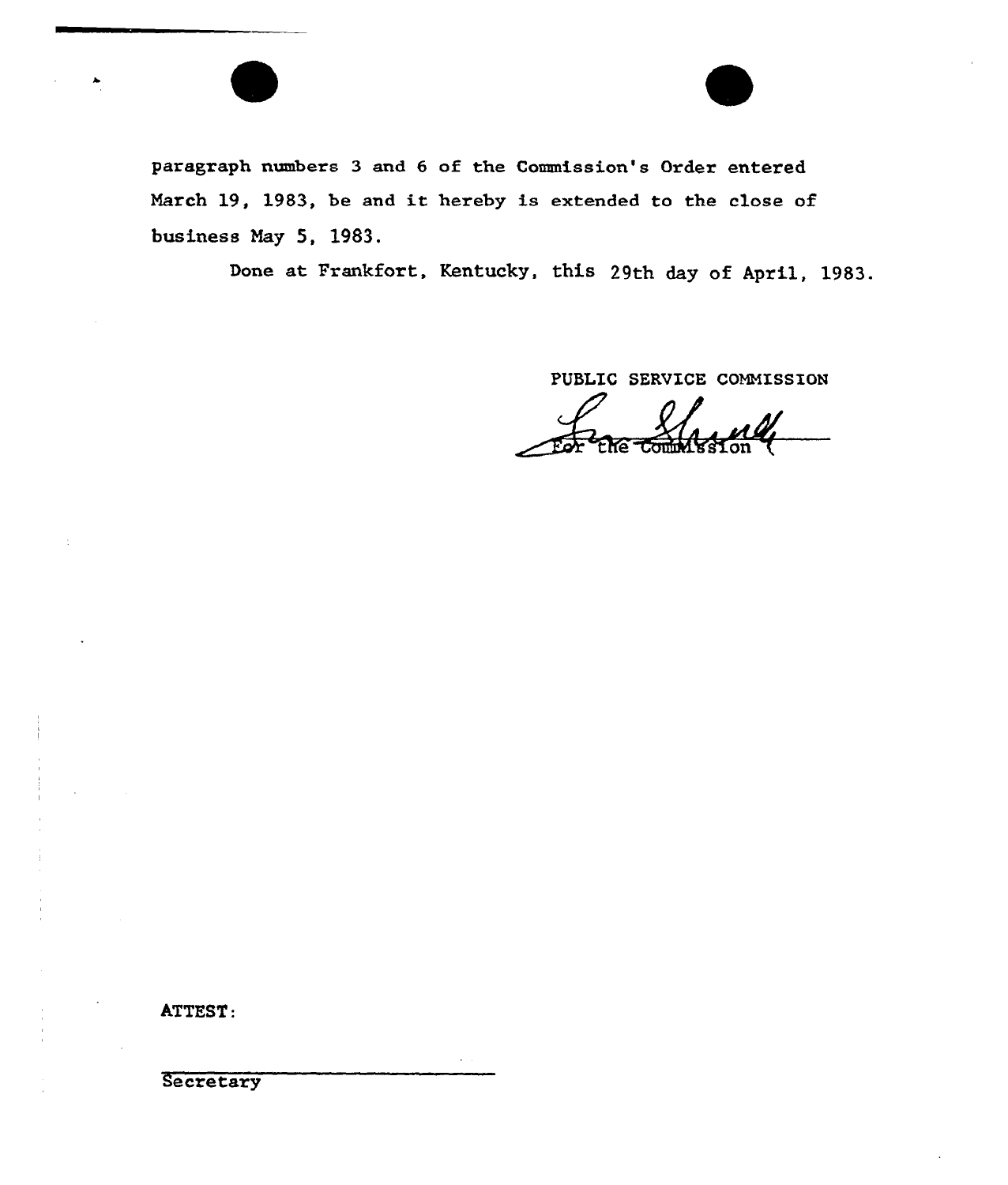paragraph numbers 3 and 6 of the Commission's Order entered March 19, 1983, be and it hereby is extended to the close of business May 5, 1983.

Done at Frankfort, Kentucky, this 29th day of April, 1983.

PUBLIC SERVICE COMMISSION

For the Commission

ATTEST:

Secretary